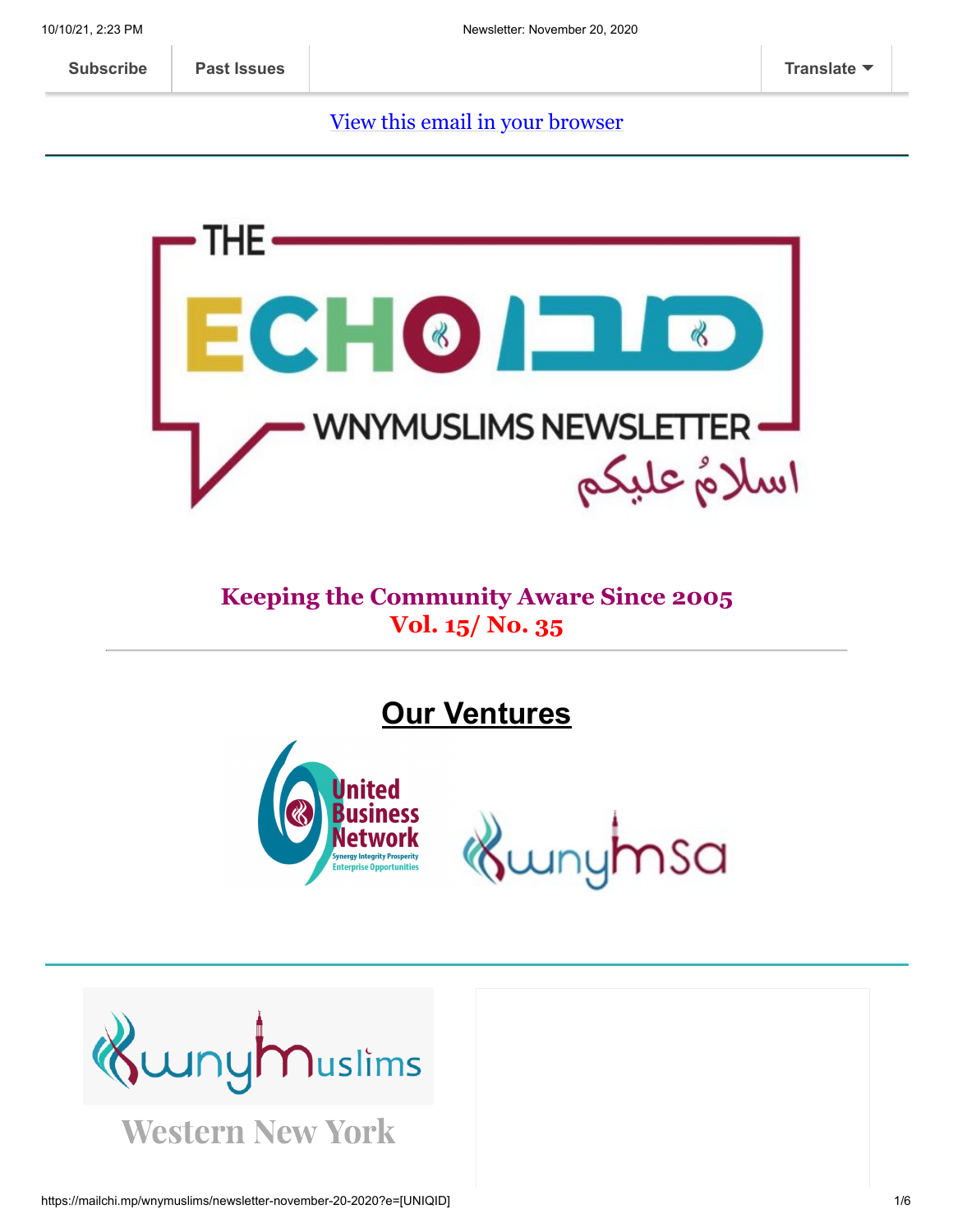Subscribe | Past Issues | Translate

[View this email in your browser](#)

THE ECHO صدى

WNYMUSLIMS NEWSLETTER

اسلامُ عليكم

**Keeping the Community Aware Since 2005**

**Vol. 15/ No. 35**

---

## Our Ventures

United Business Network — Synergy Integrity Prosperity Enterprise Opportunities

wnymsa

---

wnyMuslims

Western New York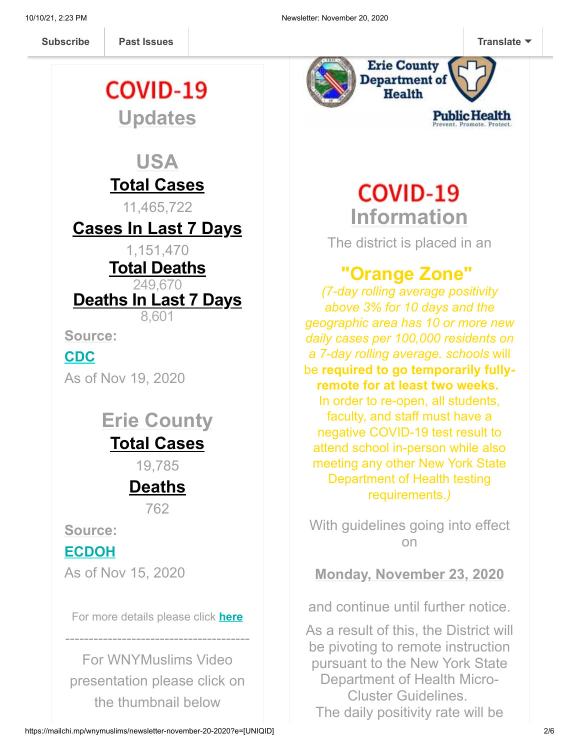Subscribe | Past Issues | Translate

# COVID-19 Updates

## USA

**Total Cases**

11,465,722

**Cases In Last 7 Days**

1,151,470

**Total Deaths**

249,670

**Deaths In Last 7 Days**

8,601

**Source:**

**CDC**

As of Nov 19, 2020

## Erie County

**Total Cases**

19,785

**Deaths**

762

**Source:**

**ECDOH**

As of Nov 15, 2020

For more details please click **here**

---

For WNYMuslims Video presentation please click on the thumbnail below

Erie County Department of Health

Public Health
Prevent. Promote. Protect.

# COVID-19 Information

The district is placed in an

## "Orange Zone"

*(7-day rolling average positivity above 3% for 10 days and the geographic area has 10 or more new daily cases per 100,000 residents on a 7-day rolling average. schools* will be **required to go temporarily fully-remote for at least two weeks.** In order to re-open, all students, faculty, and staff must have a negative COVID-19 test result to attend school in-person while also meeting any other New York State Department of Health testing requirements.*)*

With guidelines going into effect on

**Monday, November 23, 2020**

and continue until further notice.

As a result of this, the District will be pivoting to remote instruction pursuant to the New York State Department of Health Micro-Cluster Guidelines.

The daily positivity rate will be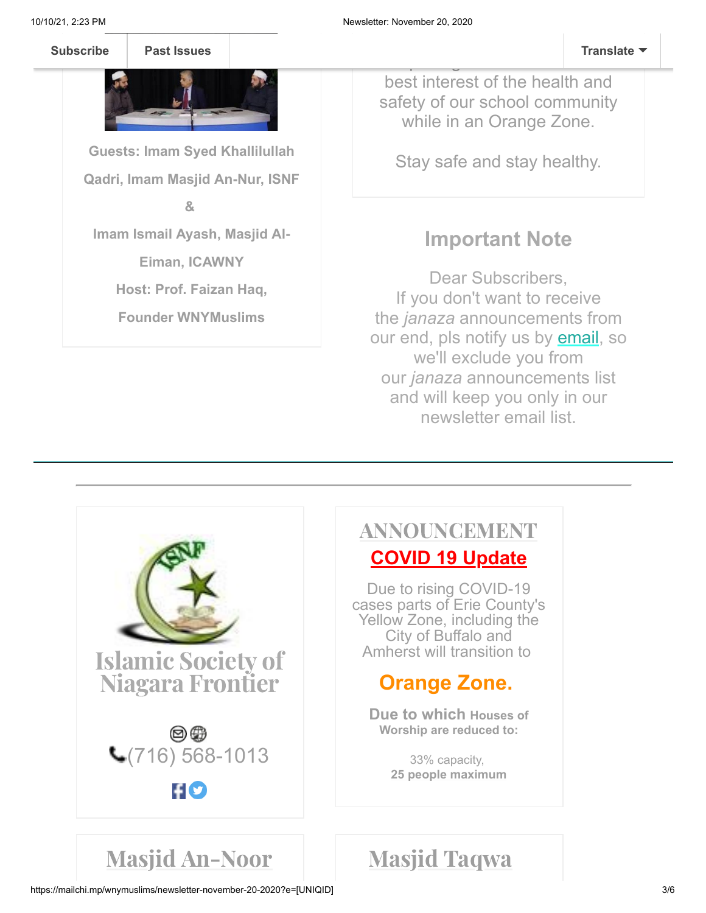Subscribe | Past Issues | Translate

**Guests: Imam Syed Khallilullah Qadri, Imam Masjid An-Nur, ISNF**

**&**

**Imam Ismail Ayash, Masjid Al-Eiman, ICAWNY**

**Host: Prof. Faizan Haq, Founder WNYMuslims**

best interest of the health and safety of our school community while in an Orange Zone.

Stay safe and stay healthy.

## Important Note

Dear Subscribers,
If you don't want to receive the *janaza* announcements from our end, pls notify us by email, so we'll exclude you from our *janaza* announcements list and will keep you only in our newsletter email list.

---

## Islamic Society of Niagara Frontier

(716) 568-1013

## ANNOUNCEMENT

**COVID 19 Update**

Due to rising COVID-19 cases parts of Erie County's Yellow Zone, including the City of Buffalo and Amherst will transition to

**Orange Zone.**

**Due to which Houses of Worship are reduced to:**

33% capacity,
**25 people maximum**

## Masjid An-Noor

## Masjid Taqwa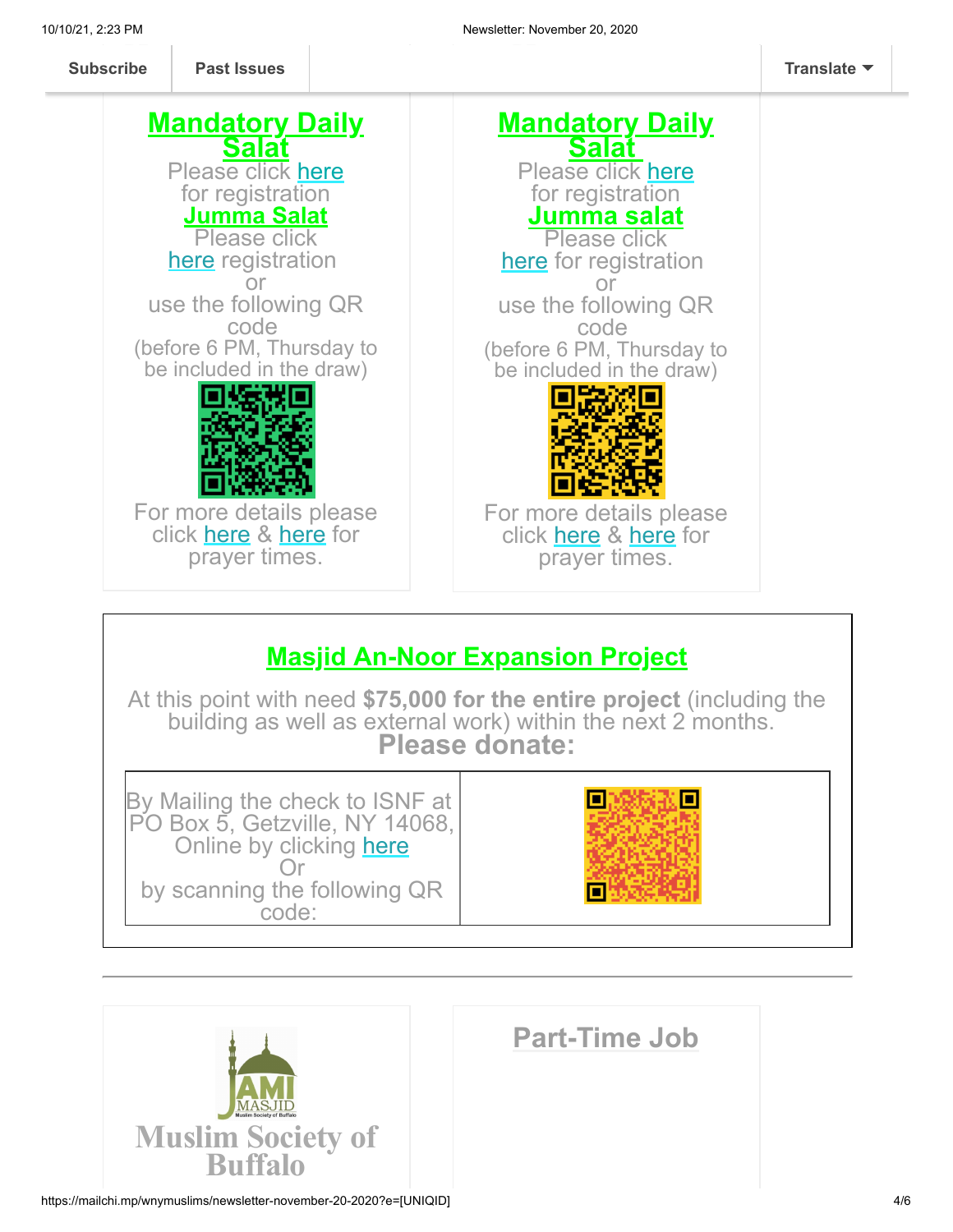Subscribe | Past Issues | Translate

## Mandatory Daily Salat

Please click here for registration

## Jumma Salat

Please click here registration or use the following QR code (before 6 PM, Thursday to be included in the draw)

For more details please click here & here for prayer times.

## Mandatory Daily Salat

Please click here for registration

## Jumma salat

Please click here for registration or use the following QR code (before 6 PM, Thursday to be included in the draw)

For more details please click here & here for prayer times.

## Masjid An-Noor Expansion Project

At this point with need **$75,000 for the entire project** (including the building as well as external work) within the next 2 months.

**Please donate:**

By Mailing the check to ISNF at PO Box 5, Getzville, NY 14068, Online by clicking here Or by scanning the following QR code:

JAMI MASJID Muslim Society of Buffalo

# Muslim Society of Buffalo

## Part-Time Job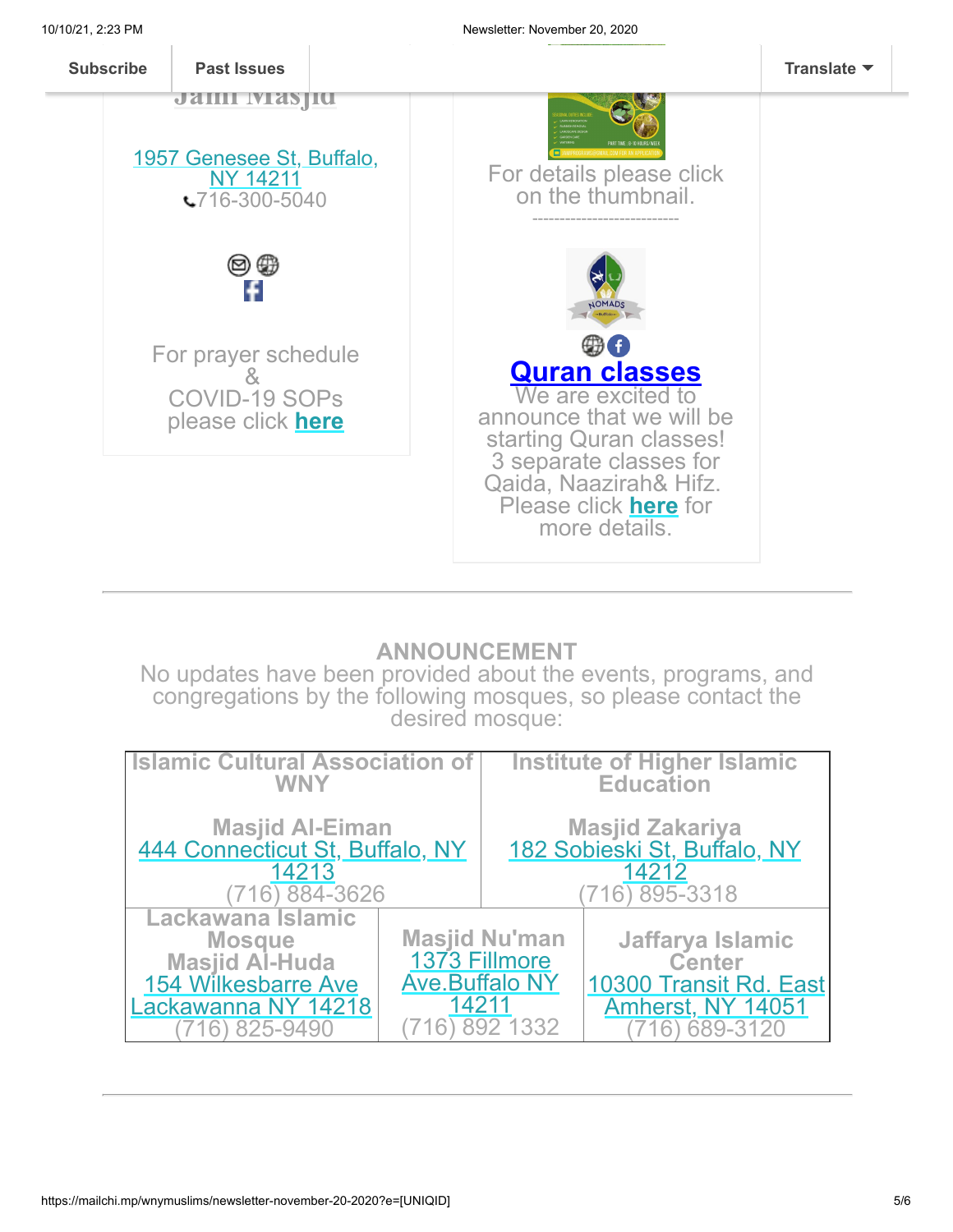Subscribe | Past Issues | Translate

Jami Masjid

1957 Genesee St, Buffalo, NY 14211
716-300-5040

For prayer schedule & COVID-19 SOPs please click **here**

For details please click on the thumbnail.

---------------------------

## Quran classes

We are excited to announce that we will be starting Quran classes! 3 separate classes for Qaida, Naazirah& Hifz. Please click **here** for more details.

---

## ANNOUNCEMENT

No updates have been provided about the events, programs, and congregations by the following mosques, so please contact the desired mosque:

| Islamic Cultural Association of WNY | Institute of Higher Islamic Education |
|---|---|
| **Masjid Al-Eiman**<br>444 Connecticut St, Buffalo, NY 14213<br>(716) 884-3626 | **Masjid Zakariya**<br>182 Sobieski St, Buffalo, NY 14212<br>(716) 895-3318 |

| Lackawana Islamic Mosque | Masjid Nu'man | Jaffarya Islamic Center |
|---|---|---|
| **Masjid Al-Huda**<br>154 Wilkesbarre Ave Lackawana NY 14218<br>(716) 825-9490 | 1373 Fillmore Ave.Buffalo NY 14211<br>(716) 892 1332 | 10300 Transit Rd. East Amherst, NY 14051<br>(716) 689-3120 |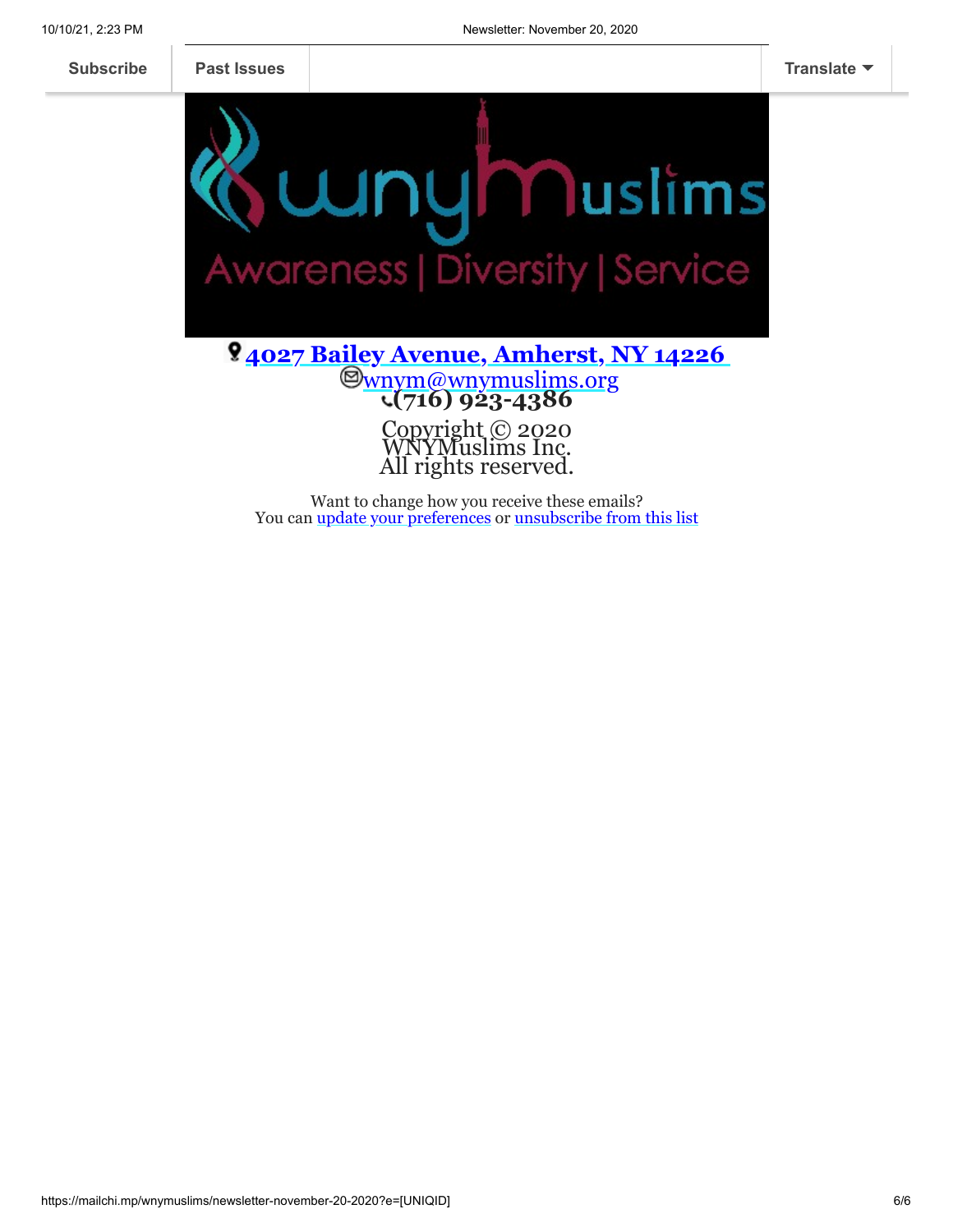Subscribe | Past Issues | Translate

**4027 Bailey Avenue, Amherst, NY 14226**
wnym@wnymuslims.org
**(716) 923-4386**

Copyright © 2020
WNYMuslims Inc.
All rights reserved.

Want to change how you receive these emails?
You can update your preferences or unsubscribe from this list